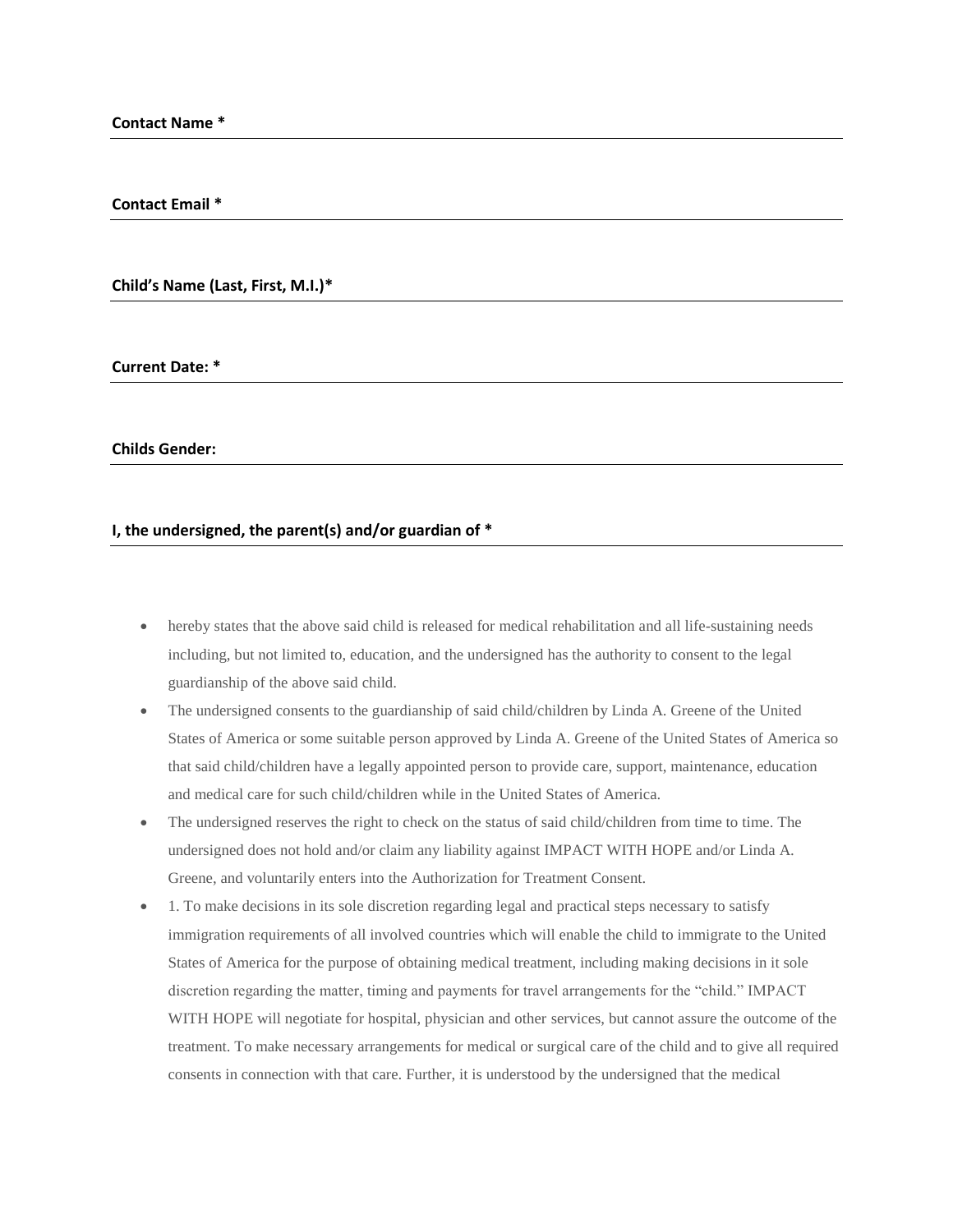**Contact Name ***

---

**Contact Email ***

---

**Child's Name (Last, First, M.I.)***

---

**Current Date: ***

---

**Childs Gender:**

---

**I, the undersigned, the parent(s) and/or guardian of ***

---

- hereby states that the above said child is released for medical rehabilitation and all life-sustaining needs including, but not limited to, education, and the undersigned has the authority to consent to the legal guardianship of the above said child.
- The undersigned consents to the guardianship of said child/children by Linda A. Greene of the United States of America or some suitable person approved by Linda A. Greene of the United States of America so that said child/children have a legally appointed person to provide care, support, maintenance, education and medical care for such child/children while in the United States of America.
- The undersigned reserves the right to check on the status of said child/children from time to time. The undersigned does not hold and/or claim any liability against IMPACT WITH HOPE and/or Linda A. Greene, and voluntarily enters into the Authorization for Treatment Consent.
- 1. To make decisions in its sole discretion regarding legal and practical steps necessary to satisfy immigration requirements of all involved countries which will enable the child to immigrate to the United States of America for the purpose of obtaining medical treatment, including making decisions in it sole discretion regarding the matter, timing and payments for travel arrangements for the "child." IMPACT WITH HOPE will negotiate for hospital, physician and other services, but cannot assure the outcome of the treatment. To make necessary arrangements for medical or surgical care of the child and to give all required consents in connection with that care. Further, it is understood by the undersigned that the medical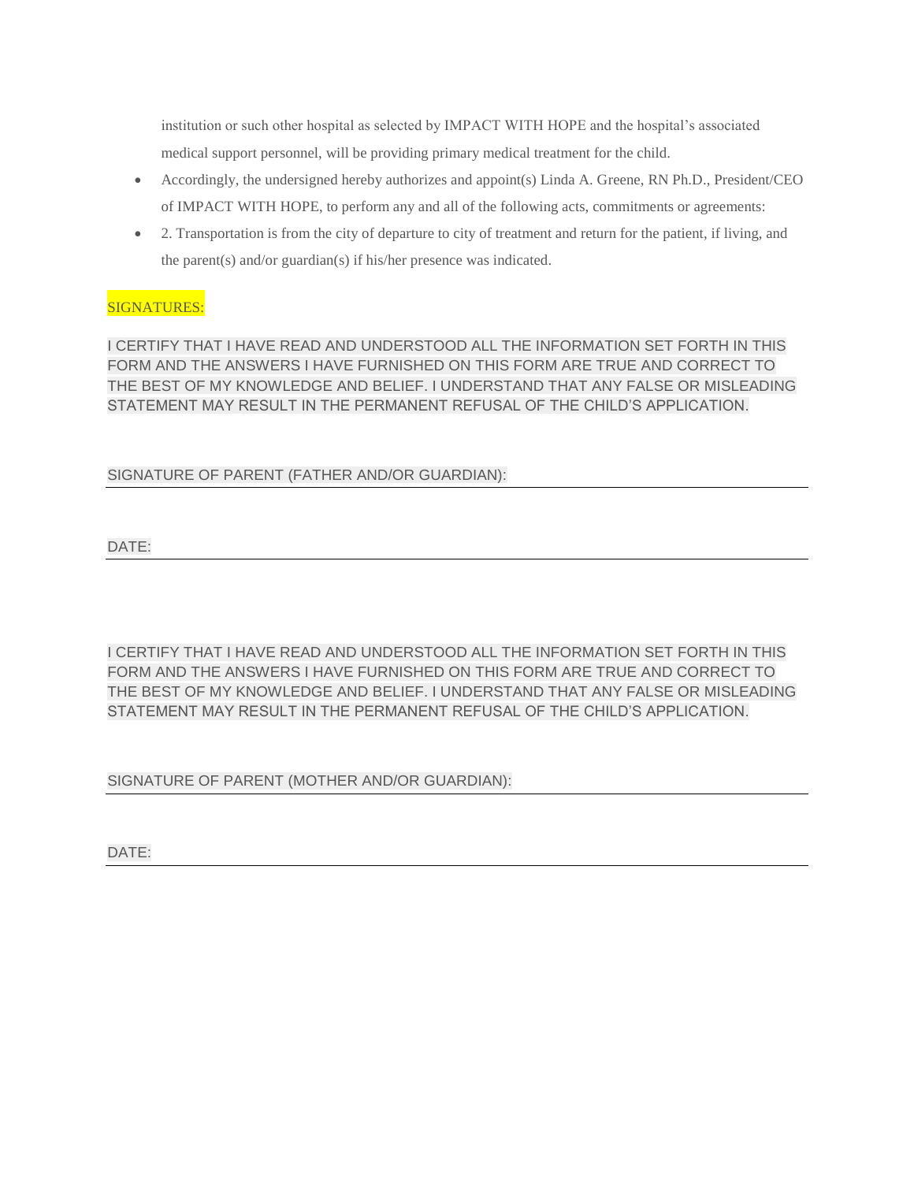institution or such other hospital as selected by IMPACT WITH HOPE and the hospital's associated medical support personnel, will be providing primary medical treatment for the child.

- Accordingly, the undersigned hereby authorizes and appoint(s) Linda A. Greene, RN Ph.D., President/CEO of IMPACT WITH HOPE, to perform any and all of the following acts, commitments or agreements:
- 2. Transportation is from the city of departure to city of treatment and return for the patient, if living, and the parent(s) and/or guardian(s) if his/her presence was indicated.

SIGNATURES:

I CERTIFY THAT I HAVE READ AND UNDERSTOOD ALL THE INFORMATION SET FORTH IN THIS FORM AND THE ANSWERS I HAVE FURNISHED ON THIS FORM ARE TRUE AND CORRECT TO THE BEST OF MY KNOWLEDGE AND BELIEF. I UNDERSTAND THAT ANY FALSE OR MISLEADING STATEMENT MAY RESULT IN THE PERMANENT REFUSAL OF THE CHILD'S APPLICATION.

SIGNATURE OF PARENT (FATHER AND/OR GUARDIAN): ______________________________

DATE: ______________________________

I CERTIFY THAT I HAVE READ AND UNDERSTOOD ALL THE INFORMATION SET FORTH IN THIS FORM AND THE ANSWERS I HAVE FURNISHED ON THIS FORM ARE TRUE AND CORRECT TO THE BEST OF MY KNOWLEDGE AND BELIEF. I UNDERSTAND THAT ANY FALSE OR MISLEADING STATEMENT MAY RESULT IN THE PERMANENT REFUSAL OF THE CHILD'S APPLICATION.

SIGNATURE OF PARENT (MOTHER AND/OR GUARDIAN): ______________________________

DATE: ______________________________